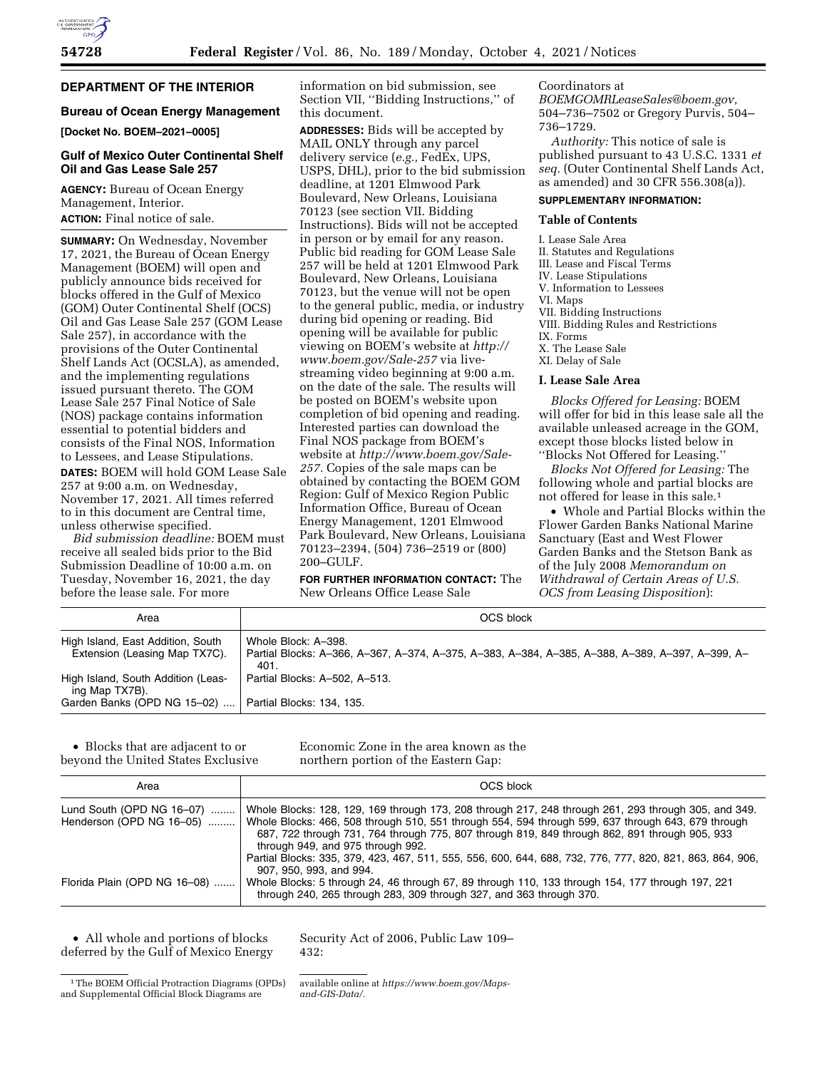# DEPARTMENT OF THE INTERIOR

## Bureau of Ocean Energy Management

**[Docket No. BOEM–2021–0005]**

## Gulf of Mexico Outer Continental Shelf Oil and Gas Lease Sale 257

**AGENCY:** Bureau of Ocean Energy Management, Interior.

**ACTION:** Final notice of sale.

**SUMMARY:** On Wednesday, November 17, 2021, the Bureau of Ocean Energy Management (BOEM) will open and publicly announce bids received for blocks offered in the Gulf of Mexico (GOM) Outer Continental Shelf (OCS) Oil and Gas Lease Sale 257 (GOM Lease Sale 257), in accordance with the provisions of the Outer Continental Shelf Lands Act (OCSLA), as amended, and the implementing regulations issued pursuant thereto. The GOM Lease Sale 257 Final Notice of Sale (NOS) package contains information essential to potential bidders and consists of the Final NOS, Information to Lessees, and Lease Stipulations.

**DATES:** BOEM will hold GOM Lease Sale 257 at 9:00 a.m. on Wednesday, November 17, 2021. All times referred to in this document are Central time, unless otherwise specified.

*Bid submission deadline:* BOEM must receive all sealed bids prior to the Bid Submission Deadline of 10:00 a.m. on Tuesday, November 16, 2021, the day before the lease sale. For more information on bid submission, see Section VII, ''Bidding Instructions,'' of this document.

**ADDRESSES:** Bids will be accepted by MAIL ONLY through any parcel delivery service (*e.g.,* FedEx, UPS, USPS, DHL), prior to the bid submission deadline, at 1201 Elmwood Park Boulevard, New Orleans, Louisiana 70123 (see section VII. Bidding Instructions). Bids will not be accepted in person or by email for any reason. Public bid reading for GOM Lease Sale 257 will be held at 1201 Elmwood Park Boulevard, New Orleans, Louisiana 70123, but the venue will not be open to the general public, media, or industry during bid opening or reading. Bid opening will be available for public viewing on BOEM's website at *http://www.boem.gov/Sale-257* via live-streaming video beginning at 9:00 a.m. on the date of the sale. The results will be posted on BOEM's website upon completion of bid opening and reading. Interested parties can download the Final NOS package from BOEM's website at *http://www.boem.gov/Sale-257.* Copies of the sale maps can be obtained by contacting the BOEM GOM Region: Gulf of Mexico Region Public Information Office, Bureau of Ocean Energy Management, 1201 Elmwood Park Boulevard, New Orleans, Louisiana 70123–2394, (504) 736–2519 or (800) 200–GULF.

**FOR FURTHER INFORMATION CONTACT:** The New Orleans Office Lease Sale Coordinators at *BOEMGOMRLeaseSales@boem.gov,* 504–736–7502 or Gregory Purvis, 504–736–1729.

*Authority:* This notice of sale is published pursuant to 43 U.S.C. 1331 *et seq.* (Outer Continental Shelf Lands Act, as amended) and 30 CFR 556.308(a)).

**SUPPLEMENTARY INFORMATION:**

### Table of Contents

I. Lease Sale Area
II. Statutes and Regulations
III. Lease and Fiscal Terms
IV. Lease Stipulations
V. Information to Lessees
VI. Maps
VII. Bidding Instructions
VIII. Bidding Rules and Restrictions
IX. Forms
X. The Lease Sale
XI. Delay of Sale

### I. Lease Sale Area

*Blocks Offered for Leasing:* BOEM will offer for bid in this lease sale all the available unleased acreage in the GOM, except those blocks listed below in ''Blocks Not Offered for Leasing.''

*Blocks Not Offered for Leasing:* The following whole and partial blocks are not offered for lease in this sale.[1]

- Whole and Partial Blocks within the Flower Garden Banks National Marine Sanctuary (East and West Flower Garden Banks and the Stetson Bank as of the July 2008 *Memorandum on Withdrawal of Certain Areas of U.S. OCS from Leasing Disposition*):

| Area | OCS block |
|---|---|
| High Island, East Addition, South Extension (Leasing Map TX7C). | Whole Block: A–398.<br>Partial Blocks: A–366, A–367, A–374, A–375, A–383, A–384, A–385, A–388, A–389, A–397, A–399, A–401. |
| High Island, South Addition (Leasing Map TX7B). | Partial Blocks: A–502, A–513. |
| Garden Banks (OPD NG 15–02) .... | Partial Blocks: 134, 135. |

- Blocks that are adjacent to or beyond the United States Exclusive Economic Zone in the area known as the northern portion of the Eastern Gap:

| Area | OCS block |
|---|---|
| Lund South (OPD NG 16–07) ........ | Whole Blocks: 128, 129, 169 through 173, 208 through 217, 248 through 261, 293 through 305, and 349. |
| Henderson (OPD NG 16–05) ......... | Whole Blocks: 466, 508 through 510, 551 through 554, 594 through 599, 637 through 643, 679 through 687, 722 through 731, 764 through 775, 807 through 819, 849 through 862, 891 through 905, 933 through 949, and 975 through 992.<br>Partial Blocks: 335, 379, 423, 467, 511, 555, 556, 600, 644, 688, 732, 776, 777, 820, 821, 863, 864, 906, 907, 950, 993, and 994. |
| Florida Plain (OPD NG 16–08) ....... | Whole Blocks: 5 through 24, 46 through 67, 89 through 110, 133 through 154, 177 through 197, 221 through 240, 265 through 283, 309 through 327, and 363 through 370. |

- All whole and portions of blocks deferred by the Gulf of Mexico Energy Security Act of 2006, Public Law 109–432:

---

[1] The BOEM Official Protraction Diagrams (OPDs) and Supplemental Official Block Diagrams are available online at *https://www.boem.gov/Maps-and-GIS-Data/.*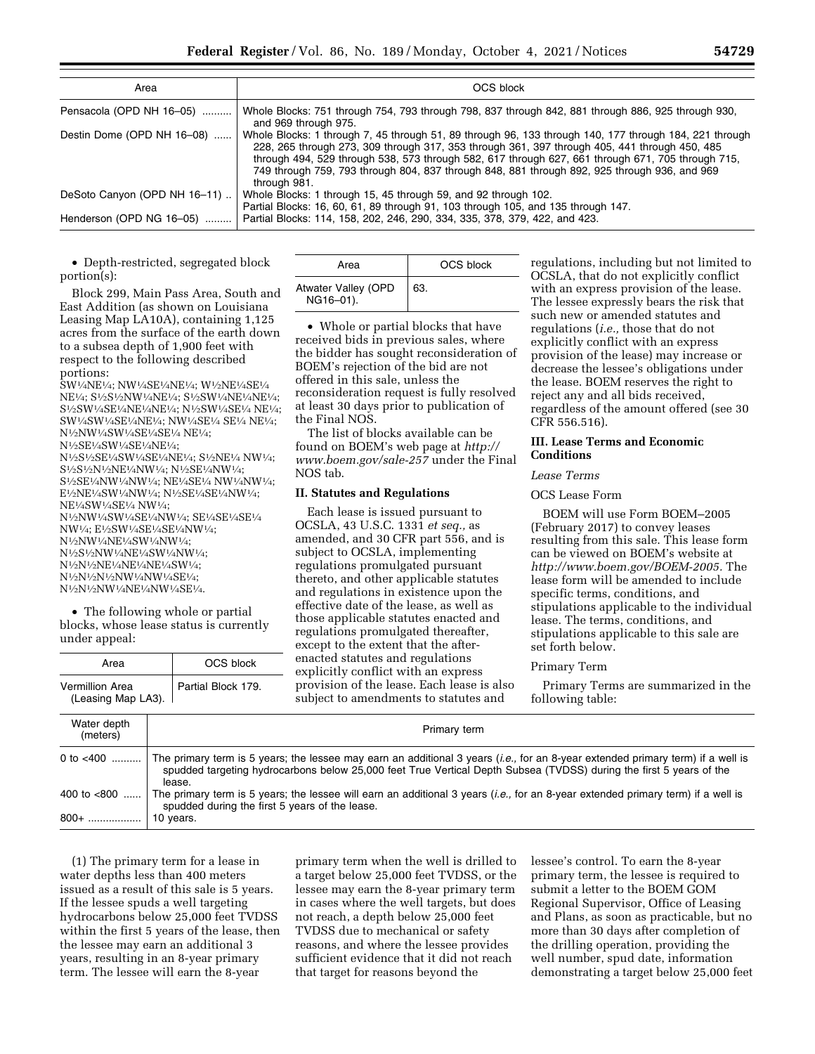| Area | OCS block |
|---|---|
| Pensacola (OPD NH 16–05) | Whole Blocks: 751 through 754, 793 through 798, 837 through 842, 881 through 886, 925 through 930, and 969 through 975. |
| Destin Dome (OPD NH 16–08) | Whole Blocks: 1 through 7, 45 through 51, 89 through 96, 133 through 140, 177 through 184, 221 through 228, 265 through 273, 309 through 317, 353 through 361, 397 through 405, 441 through 450, 485 through 494, 529 through 538, 573 through 582, 617 through 627, 661 through 671, 705 through 715, 749 through 759, 793 through 804, 837 through 848, 881 through 892, 925 through 936, and 969 through 981. |
| DeSoto Canyon (OPD NH 16–11) | Whole Blocks: 1 through 15, 45 through 59, and 92 through 102. Partial Blocks: 16, 60, 61, 89 through 91, 103 through 105, and 135 through 147. |
| Henderson (OPD NG 16–05) | Partial Blocks: 114, 158, 202, 246, 290, 334, 335, 378, 379, 422, and 423. |

- Depth-restricted, segregated block portion(s):

Block 299, Main Pass Area, South and East Addition (as shown on Louisiana Leasing Map LA10A), containing 1,125 acres from the surface of the earth down to a subsea depth of 1,900 feet with respect to the following described portions:
SW¼NE¼; NW¼SE¼NE¼; W½NE¼SE¼ NE¼; S½S½NW¼NE¼; S½SW¼NE¼NE¼; S½SW¼SE¼NE¼NE¼; N½SW¼SE¼ NE¼; SW¼SW¼SE¼NE¼; NW¼SE¼ SE¼ NE¼; N½NW¼SW¼SE¼SE¼ NE¼; N½SE¼SW¼SE¼NE¼; N½S½SE¼SW¼SE¼NE¼; S½NE¼ NW¼; S½S½N½NE¼NW¼; N½SE¼NW¼; S½SE¼NW¼NW¼; NE¼SE¼ NW¼NW¼; E½NE¼SW¼NW¼; N½SE¼SE¼NW¼; NE¼SW¼SE¼ NW¼; N½NW¼SW¼SE¼NW¼; SE¼SE¼SE¼ NW¼; E½SW¼SE¼SE¼NW¼; N½NW¼NE¼SW¼NW¼; N½S½NW¼NE¼SW¼NW¼; N½N½NE¼NE¼NE¼SW¼; N½N½N½NW¼NW¼SE¼; N½N½NW¼NE¼NW¼SE¼.

- The following whole or partial blocks, whose lease status is currently under appeal:

| Area | OCS block |
|---|---|
| Vermillion Area (Leasing Map LA3). | Partial Block 179. |
| Atwater Valley (OPD NG16–01). | 63. |

- Whole or partial blocks that have received bids in previous sales, where the bidder has sought reconsideration of BOEM's rejection of the bid are not offered in this sale, unless the reconsideration request is fully resolved at least 30 days prior to publication of the Final NOS.

The list of blocks available can be found on BOEM's web page at *http://www.boem.gov/sale-257* under the Final NOS tab.

## II. Statutes and Regulations

Each lease is issued pursuant to OCSLA, 43 U.S.C. 1331 *et seq.,* as amended, and 30 CFR part 556, and is subject to OCSLA, implementing regulations promulgated pursuant thereto, and other applicable statutes and regulations in existence upon the effective date of the lease, as well as those applicable statutes enacted and regulations promulgated thereafter, except to the extent that the after-enacted statutes and regulations explicitly conflict with an express provision of the lease. Each lease is also subject to amendments to statutes and regulations, including but not limited to OCSLA, that do not explicitly conflict with an express provision of the lease. The lessee expressly bears the risk that such new or amended statutes and regulations (*i.e.,* those that do not explicitly conflict with an express provision of the lease) may increase or decrease the lessee's obligations under the lease. BOEM reserves the right to reject any and all bids received, regardless of the amount offered (see 30 CFR 556.516).

## III. Lease Terms and Economic Conditions

### *Lease Terms*

OCS Lease Form

BOEM will use Form BOEM–2005 (February 2017) to convey leases resulting from this sale. This lease form can be viewed on BOEM's website at *http://www.boem.gov/BOEM-2005.* The lease form will be amended to include specific terms, conditions, and stipulations applicable to the individual lease. The terms, conditions, and stipulations applicable to this sale are set forth below.

Primary Term

Primary Terms are summarized in the following table:

| Water depth (meters) | Primary term |
|---|---|
| 0 to <400 | The primary term is 5 years; the lessee may earn an additional 3 years (*i.e.,* for an 8-year extended primary term) if a well is spudded targeting hydrocarbons below 25,000 feet True Vertical Depth Subsea (TVDSS) during the first 5 years of the lease. |
| 400 to <800 | The primary term is 5 years; the lessee will earn an additional 3 years (*i.e.,* for an 8-year extended primary term) if a well is spudded during the first 5 years of the lease. |
| 800+ | 10 years. |

(1) The primary term for a lease in water depths less than 400 meters issued as a result of this sale is 5 years. If the lessee spuds a well targeting hydrocarbons below 25,000 feet TVDSS within the first 5 years of the lease, then the lessee may earn an additional 3 years, resulting in an 8-year primary term. The lessee will earn the 8-year primary term when the well is drilled to a target below 25,000 feet TVDSS, or the lessee may earn the 8-year primary term in cases where the well targets, but does not reach, a depth below 25,000 feet TVDSS due to mechanical or safety reasons, and where the lessee provides sufficient evidence that it did not reach that target for reasons beyond the lessee's control. To earn the 8-year primary term, the lessee is required to submit a letter to the BOEM GOM Regional Supervisor, Office of Leasing and Plans, as soon as practicable, but no more than 30 days after completion of the drilling operation, providing the well number, spud date, information demonstrating a target below 25,000 feet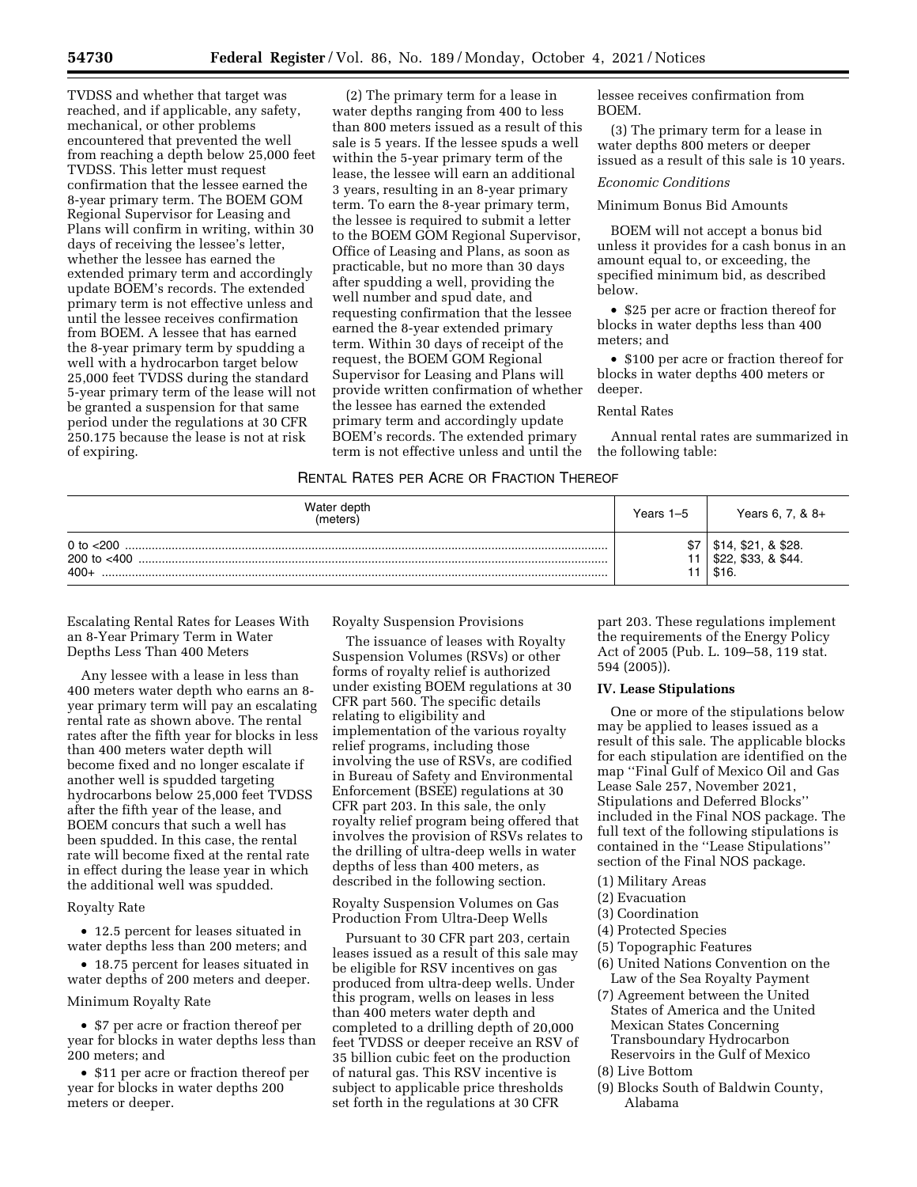TVDSS and whether that target was reached, and if applicable, any safety, mechanical, or other problems encountered that prevented the well from reaching a depth below 25,000 feet TVDSS. This letter must request confirmation that the lessee earned the 8-year primary term. The BOEM GOM Regional Supervisor for Leasing and Plans will confirm in writing, within 30 days of receiving the lessee's letter, whether the lessee has earned the extended primary term and accordingly update BOEM's records. The extended primary term is not effective unless and until the lessee receives confirmation from BOEM. A lessee that has earned the 8-year primary term by spudding a well with a hydrocarbon target below 25,000 feet TVDSS during the standard 5-year primary term of the lease will not be granted a suspension for that same period under the regulations at 30 CFR 250.175 because the lease is not at risk of expiring.

(2) The primary term for a lease in water depths ranging from 400 to less than 800 meters issued as a result of this sale is 5 years. If the lessee spuds a well within the 5-year primary term of the lease, the lessee will earn an additional 3 years, resulting in an 8-year primary term. To earn the 8-year primary term, the lessee is required to submit a letter to the BOEM GOM Regional Supervisor, Office of Leasing and Plans, as soon as practicable, but no more than 30 days after spudding a well, providing the well number and spud date, and requesting confirmation that the lessee earned the 8-year extended primary term. Within 30 days of receipt of the request, the BOEM GOM Regional Supervisor for Leasing and Plans will provide written confirmation of whether the lessee has earned the extended primary term and accordingly update BOEM's records. The extended primary term is not effective unless and until the lessee receives confirmation from BOEM.

(3) The primary term for a lease in water depths 800 meters or deeper issued as a result of this sale is 10 years.

*Economic Conditions*

Minimum Bonus Bid Amounts

BOEM will not accept a bonus bid unless it provides for a cash bonus in an amount equal to, or exceeding, the specified minimum bid, as described below.

- $25 per acre or fraction thereof for blocks in water depths less than 400 meters; and
- $100 per acre or fraction thereof for blocks in water depths 400 meters or deeper.

Rental Rates

Annual rental rates are summarized in the following table:

RENTAL RATES PER ACRE OR FRACTION THEREOF

| Water depth (meters) | Years 1–5 | Years 6, 7, & 8+ |
|---|---|---|
| 0 to <200 | $7 | $14, $21, & $28. |
| 200 to <400 | 11 | $22, $33, & $44. |
| 400+ | 11 | $16. |

Escalating Rental Rates for Leases With an 8-Year Primary Term in Water Depths Less Than 400 Meters

Any lessee with a lease in less than 400 meters water depth who earns an 8-year primary term will pay an escalating rental rate as shown above. The rental rates after the fifth year for blocks in less than 400 meters water depth will become fixed and no longer escalate if another well is spudded targeting hydrocarbons below 25,000 feet TVDSS after the fifth year of the lease, and BOEM concurs that such a well has been spudded. In this case, the rental rate will become fixed at the rental rate in effect during the lease year in which the additional well was spudded.

Royalty Rate

- 12.5 percent for leases situated in water depths less than 200 meters; and
- 18.75 percent for leases situated in water depths of 200 meters and deeper.

Minimum Royalty Rate

- $7 per acre or fraction thereof per year for blocks in water depths less than 200 meters; and
- $11 per acre or fraction thereof per year for blocks in water depths 200 meters or deeper.

Royalty Suspension Provisions

The issuance of leases with Royalty Suspension Volumes (RSVs) or other forms of royalty relief is authorized under existing BOEM regulations at 30 CFR part 560. The specific details relating to eligibility and implementation of the various royalty relief programs, including those involving the use of RSVs, are codified in Bureau of Safety and Environmental Enforcement (BSEE) regulations at 30 CFR part 203. In this sale, the only royalty relief program being offered that involves the provision of RSVs relates to the drilling of ultra-deep wells in water depths of less than 400 meters, as described in the following section.

Royalty Suspension Volumes on Gas Production From Ultra-Deep Wells

Pursuant to 30 CFR part 203, certain leases issued as a result of this sale may be eligible for RSV incentives on gas produced from ultra-deep wells. Under this program, wells on leases in less than 400 meters water depth and completed to a drilling depth of 20,000 feet TVDSS or deeper receive an RSV of 35 billion cubic feet on the production of natural gas. This RSV incentive is subject to applicable price thresholds set forth in the regulations at 30 CFR part 203. These regulations implement the requirements of the Energy Policy Act of 2005 (Pub. L. 109–58, 119 stat. 594 (2005)).

**IV. Lease Stipulations**

One or more of the stipulations below may be applied to leases issued as a result of this sale. The applicable blocks for each stipulation are identified on the map ''Final Gulf of Mexico Oil and Gas Lease Sale 257, November 2021, Stipulations and Deferred Blocks'' included in the Final NOS package. The full text of the following stipulations is contained in the ''Lease Stipulations'' section of the Final NOS package.

(1) Military Areas
(2) Evacuation
(3) Coordination
(4) Protected Species
(5) Topographic Features
(6) United Nations Convention on the Law of the Sea Royalty Payment
(7) Agreement between the United States of America and the United Mexican States Concerning Transboundary Hydrocarbon Reservoirs in the Gulf of Mexico
(8) Live Bottom
(9) Blocks South of Baldwin County, Alabama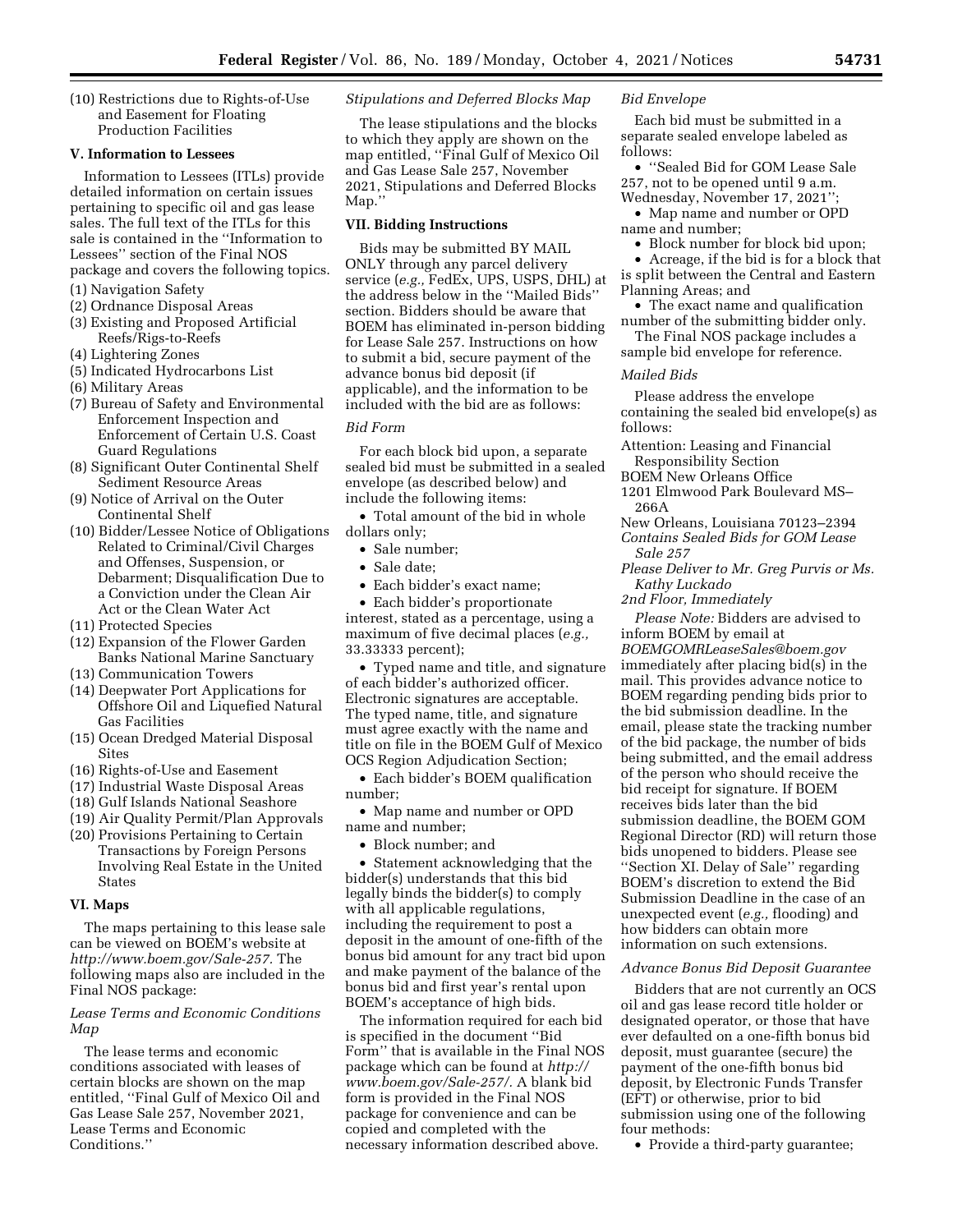(10) Restrictions due to Rights-of-Use and Easement for Floating Production Facilities

### V. Information to Lessees

Information to Lessees (ITLs) provide detailed information on certain issues pertaining to specific oil and gas lease sales. The full text of the ITLs for this sale is contained in the ''Information to Lessees'' section of the Final NOS package and covers the following topics.

(1) Navigation Safety
(2) Ordnance Disposal Areas
(3) Existing and Proposed Artificial Reefs/Rigs-to-Reefs
(4) Lightering Zones
(5) Indicated Hydrocarbons List
(6) Military Areas
(7) Bureau of Safety and Environmental Enforcement Inspection and Enforcement of Certain U.S. Coast Guard Regulations
(8) Significant Outer Continental Shelf Sediment Resource Areas
(9) Notice of Arrival on the Outer Continental Shelf
(10) Bidder/Lessee Notice of Obligations Related to Criminal/Civil Charges and Offenses, Suspension, or Debarment; Disqualification Due to a Conviction under the Clean Air Act or the Clean Water Act
(11) Protected Species
(12) Expansion of the Flower Garden Banks National Marine Sanctuary
(13) Communication Towers
(14) Deepwater Port Applications for Offshore Oil and Liquefied Natural Gas Facilities
(15) Ocean Dredged Material Disposal Sites
(16) Rights-of-Use and Easement
(17) Industrial Waste Disposal Areas
(18) Gulf Islands National Seashore
(19) Air Quality Permit/Plan Approvals
(20) Provisions Pertaining to Certain Transactions by Foreign Persons Involving Real Estate in the United States

### VI. Maps

The maps pertaining to this lease sale can be viewed on BOEM's website at *http://www.boem.gov/Sale-257.* The following maps also are included in the Final NOS package:

*Lease Terms and Economic Conditions Map*

The lease terms and economic conditions associated with leases of certain blocks are shown on the map entitled, ''Final Gulf of Mexico Oil and Gas Lease Sale 257, November 2021, Lease Terms and Economic Conditions.''

*Stipulations and Deferred Blocks Map*

The lease stipulations and the blocks to which they apply are shown on the map entitled, ''Final Gulf of Mexico Oil and Gas Lease Sale 257, November 2021, Stipulations and Deferred Blocks Map.''

### VII. Bidding Instructions

Bids may be submitted BY MAIL ONLY through any parcel delivery service (*e.g.,* FedEx, UPS, USPS, DHL) at the address below in the ''Mailed Bids'' section. Bidders should be aware that BOEM has eliminated in-person bidding for Lease Sale 257. Instructions on how to submit a bid, secure payment of the advance bonus bid deposit (if applicable), and the information to be included with the bid are as follows:

*Bid Form*

For each block bid upon, a separate sealed bid must be submitted in a sealed envelope (as described below) and include the following items:

- Total amount of the bid in whole dollars only;
- Sale number;
- Sale date;
- Each bidder's exact name;
- Each bidder's proportionate interest, stated as a percentage, using a maximum of five decimal places (*e.g.,* 33.33333 percent);
- Typed name and title, and signature of each bidder's authorized officer. Electronic signatures are acceptable. The typed name, title, and signature must agree exactly with the name and title on file in the BOEM Gulf of Mexico OCS Region Adjudication Section;
- Each bidder's BOEM qualification number;
- Map name and number or OPD name and number;
- Block number; and
- Statement acknowledging that the bidder(s) understands that this bid legally binds the bidder(s) to comply with all applicable regulations, including the requirement to post a deposit in the amount of one-fifth of the bonus bid amount for any tract bid upon and make payment of the balance of the bonus bid and first year's rental upon BOEM's acceptance of high bids.

The information required for each bid is specified in the document ''Bid Form'' that is available in the Final NOS package which can be found at *http://www.boem.gov/Sale-257/.* A blank bid form is provided in the Final NOS package for convenience and can be copied and completed with the necessary information described above.

*Bid Envelope*

Each bid must be submitted in a separate sealed envelope labeled as follows:

- ''Sealed Bid for GOM Lease Sale 257, not to be opened until 9 a.m. Wednesday, November 17, 2021'';
- Map name and number or OPD name and number;
- Block number for block bid upon;
- Acreage, if the bid is for a block that is split between the Central and Eastern Planning Areas; and
- The exact name and qualification number of the submitting bidder only.

The Final NOS package includes a sample bid envelope for reference.

*Mailed Bids*

Please address the envelope containing the sealed bid envelope(s) as follows:

Attention: Leasing and Financial Responsibility Section
BOEM New Orleans Office
1201 Elmwood Park Boulevard MS–266A
New Orleans, Louisiana 70123–2394
*Contains Sealed Bids for GOM Lease Sale 257*
*Please Deliver to Mr. Greg Purvis or Ms. Kathy Luckado*
*2nd Floor, Immediately*

*Please Note:* Bidders are advised to inform BOEM by email at *BOEMGOMRLeaseSales@boem.gov* immediately after placing bid(s) in the mail. This provides advance notice to BOEM regarding pending bids prior to the bid submission deadline. In the email, please state the tracking number of the bid package, the number of bids being submitted, and the email address of the person who should receive the bid receipt for signature. If BOEM receives bids later than the bid submission deadline, the BOEM GOM Regional Director (RD) will return those bids unopened to bidders. Please see ''Section XI. Delay of Sale'' regarding BOEM's discretion to extend the Bid Submission Deadline in the case of an unexpected event (*e.g.,* flooding) and how bidders can obtain more information on such extensions.

*Advance Bonus Bid Deposit Guarantee*

Bidders that are not currently an OCS oil and gas lease record title holder or designated operator, or those that have ever defaulted on a one-fifth bonus bid deposit, must guarantee (secure) the payment of the one-fifth bonus bid deposit, by Electronic Funds Transfer (EFT) or otherwise, prior to bid submission using one of the following four methods:

- Provide a third-party guarantee;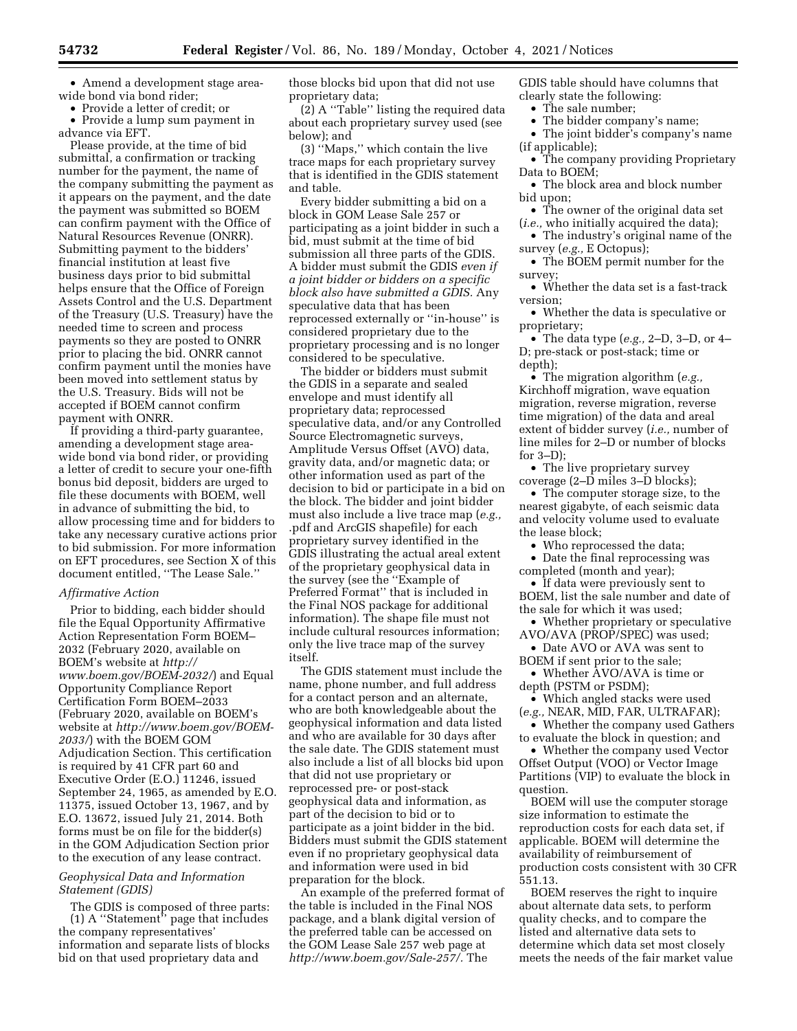- Amend a development stage area-wide bond via bond rider;
- Provide a letter of credit; or
- Provide a lump sum payment in advance via EFT.

Please provide, at the time of bid submittal, a confirmation or tracking number for the payment, the name of the company submitting the payment as it appears on the payment, and the date the payment was submitted so BOEM can confirm payment with the Office of Natural Resources Revenue (ONRR). Submitting payment to the bidders' financial institution at least five business days prior to bid submittal helps ensure that the Office of Foreign Assets Control and the U.S. Department of the Treasury (U.S. Treasury) have the needed time to screen and process payments so they are posted to ONRR prior to placing the bid. ONRR cannot confirm payment until the monies have been moved into settlement status by the U.S. Treasury. Bids will not be accepted if BOEM cannot confirm payment with ONRR.

If providing a third-party guarantee, amending a development stage area-wide bond via bond rider, or providing a letter of credit to secure your one-fifth bonus bid deposit, bidders are urged to file these documents with BOEM, well in advance of submitting the bid, to allow processing time and for bidders to take any necessary curative actions prior to bid submission. For more information on EFT procedures, see Section X of this document entitled, ''The Lease Sale.''

*Affirmative Action*

Prior to bidding, each bidder should file the Equal Opportunity Affirmative Action Representation Form BOEM–2032 (February 2020, available on BOEM's website at *http://www.boem.gov/BOEM-2032/*) and Equal Opportunity Compliance Report Certification Form BOEM–2033 (February 2020, available on BOEM's website at *http://www.boem.gov/BOEM-2033/*) with the BOEM GOM Adjudication Section. This certification is required by 41 CFR part 60 and Executive Order (E.O.) 11246, issued September 24, 1965, as amended by E.O. 11375, issued October 13, 1967, and by E.O. 13672, issued July 21, 2014. Both forms must be on file for the bidder(s) in the GOM Adjudication Section prior to the execution of any lease contract.

*Geophysical Data and Information Statement (GDIS)*

The GDIS is composed of three parts: (1) A ''Statement'' page that includes the company representatives' information and separate lists of blocks bid on that used proprietary data and those blocks bid upon that did not use proprietary data;

(2) A ''Table'' listing the required data about each proprietary survey used (see below); and

(3) ''Maps,'' which contain the live trace maps for each proprietary survey that is identified in the GDIS statement and table.

Every bidder submitting a bid on a block in GOM Lease Sale 257 or participating as a joint bidder in such a bid, must submit at the time of bid submission all three parts of the GDIS. A bidder must submit the GDIS *even if a joint bidder or bidders on a specific block also have submitted a GDIS.* Any speculative data that has been reprocessed externally or ''in-house'' is considered proprietary due to the proprietary processing and is no longer considered to be speculative.

The bidder or bidders must submit the GDIS in a separate and sealed envelope and must identify all proprietary data; reprocessed speculative data, and/or any Controlled Source Electromagnetic surveys, Amplitude Versus Offset (AVO) data, gravity data, and/or magnetic data; or other information used as part of the decision to bid or participate in a bid on the block. The bidder and joint bidder must also include a live trace map (*e.g.,* .pdf and ArcGIS shapefile) for each proprietary survey identified in the GDIS illustrating the actual areal extent of the proprietary geophysical data in the survey (see the ''Example of Preferred Format'' that is included in the Final NOS package for additional information). The shape file must not include cultural resources information; only the live trace map of the survey itself.

The GDIS statement must include the name, phone number, and full address for a contact person and an alternate, who are both knowledgeable about the geophysical information and data listed and who are available for 30 days after the sale date. The GDIS statement must also include a list of all blocks bid upon that did not use proprietary or reprocessed pre- or post-stack geophysical data and information, as part of the decision to bid or to participate as a joint bidder in the bid. Bidders must submit the GDIS statement even if no proprietary geophysical data and information were used in bid preparation for the block.

An example of the preferred format of the table is included in the Final NOS package, and a blank digital version of the preferred table can be accessed on the GOM Lease Sale 257 web page at *http://www.boem.gov/Sale-257/.* The GDIS table should have columns that clearly state the following:

- The sale number;
- The bidder company's name;
- The joint bidder's company's name (if applicable);
- The company providing Proprietary Data to BOEM;
- The block area and block number bid upon;
- The owner of the original data set (*i.e.,* who initially acquired the data);
- The industry's original name of the survey (*e.g.,* E Octopus);
- The BOEM permit number for the survey;
- Whether the data set is a fast-track version;
- Whether the data is speculative or proprietary;
- The data type (*e.g.,* 2–D, 3–D, or 4–D; pre-stack or post-stack; time or depth);
- The migration algorithm (*e.g.,* Kirchhoff migration, wave equation migration, reverse migration, reverse time migration) of the data and areal extent of bidder survey (*i.e.,* number of line miles for 2–D or number of blocks for 3–D);
- The live proprietary survey coverage (2–D miles 3–D blocks);
- The computer storage size, to the nearest gigabyte, of each seismic data and velocity volume used to evaluate the lease block;
- Who reprocessed the data;
- Date the final reprocessing was completed (month and year);
- If data were previously sent to BOEM, list the sale number and date of the sale for which it was used;
- Whether proprietary or speculative AVO/AVA (PROP/SPEC) was used;
- Date AVO or AVA was sent to BOEM if sent prior to the sale;
- Whether AVO/AVA is time or depth (PSTM or PSDM);
- Which angled stacks were used (*e.g.,* NEAR, MID, FAR, ULTRAFAR);
- Whether the company used Gathers to evaluate the block in question; and
- Whether the company used Vector Offset Output (VOO) or Vector Image Partitions (VIP) to evaluate the block in question.

BOEM will use the computer storage size information to estimate the reproduction costs for each data set, if applicable. BOEM will determine the availability of reimbursement of production costs consistent with 30 CFR 551.13.

BOEM reserves the right to inquire about alternate data sets, to perform quality checks, and to compare the listed and alternative data sets to determine which data set most closely meets the needs of the fair market value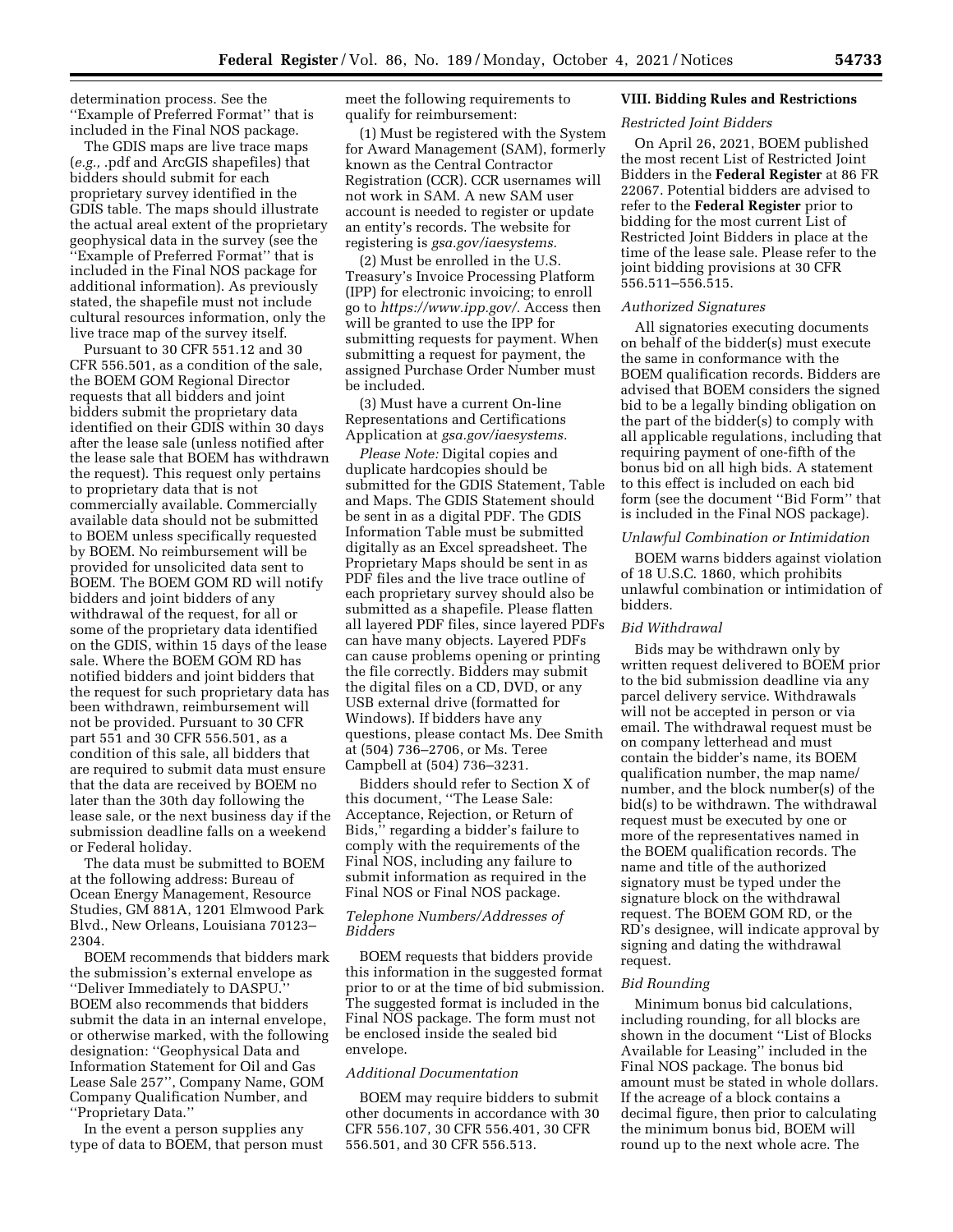determination process. See the ''Example of Preferred Format'' that is included in the Final NOS package.

The GDIS maps are live trace maps (*e.g.,* .pdf and ArcGIS shapefiles) that bidders should submit for each proprietary survey identified in the GDIS table. The maps should illustrate the actual areal extent of the proprietary geophysical data in the survey (see the ''Example of Preferred Format'' that is included in the Final NOS package for additional information). As previously stated, the shapefile must not include cultural resources information, only the live trace map of the survey itself.

Pursuant to 30 CFR 551.12 and 30 CFR 556.501, as a condition of the sale, the BOEM GOM Regional Director requests that all bidders and joint bidders submit the proprietary data identified on their GDIS within 30 days after the lease sale (unless notified after the lease sale that BOEM has withdrawn the request). This request only pertains to proprietary data that is not commercially available. Commercially available data should not be submitted to BOEM unless specifically requested by BOEM. No reimbursement will be provided for unsolicited data sent to BOEM. The BOEM GOM RD will notify bidders and joint bidders of any withdrawal of the request, for all or some of the proprietary data identified on the GDIS, within 15 days of the lease sale. Where the BOEM GOM RD has notified bidders and joint bidders that the request for such proprietary data has been withdrawn, reimbursement will not be provided. Pursuant to 30 CFR part 551 and 30 CFR 556.501, as a condition of this sale, all bidders that are required to submit data must ensure that the data are received by BOEM no later than the 30th day following the lease sale, or the next business day if the submission deadline falls on a weekend or Federal holiday.

The data must be submitted to BOEM at the following address: Bureau of Ocean Energy Management, Resource Studies, GM 881A, 1201 Elmwood Park Blvd., New Orleans, Louisiana 70123–2304.

BOEM recommends that bidders mark the submission's external envelope as ''Deliver Immediately to DASPU.'' BOEM also recommends that bidders submit the data in an internal envelope, or otherwise marked, with the following designation: ''Geophysical Data and Information Statement for Oil and Gas Lease Sale 257'', Company Name, GOM Company Qualification Number, and ''Proprietary Data.''

In the event a person supplies any type of data to BOEM, that person must meet the following requirements to qualify for reimbursement:

(1) Must be registered with the System for Award Management (SAM), formerly known as the Central Contractor Registration (CCR). CCR usernames will not work in SAM. A new SAM user account is needed to register or update an entity's records. The website for registering is *gsa.gov/iaesystems.*

(2) Must be enrolled in the U.S. Treasury's Invoice Processing Platform (IPP) for electronic invoicing; to enroll go to *https://www.ipp.gov/.* Access then will be granted to use the IPP for submitting requests for payment. When submitting a request for payment, the assigned Purchase Order Number must be included.

(3) Must have a current On-line Representations and Certifications Application at *gsa.gov/iaesystems.*

*Please Note:* Digital copies and duplicate hardcopies should be submitted for the GDIS Statement, Table and Maps. The GDIS Statement should be sent in as a digital PDF. The GDIS Information Table must be submitted digitally as an Excel spreadsheet. The Proprietary Maps should be sent in as PDF files and the live trace outline of each proprietary survey should also be submitted as a shapefile. Please flatten all layered PDF files, since layered PDFs can have many objects. Layered PDFs can cause problems opening or printing the file correctly. Bidders may submit the digital files on a CD, DVD, or any USB external drive (formatted for Windows). If bidders have any questions, please contact Ms. Dee Smith at (504) 736–2706, or Ms. Teree Campbell at (504) 736–3231.

Bidders should refer to Section X of this document, ''The Lease Sale: Acceptance, Rejection, or Return of Bids,'' regarding a bidder's failure to comply with the requirements of the Final NOS, including any failure to submit information as required in the Final NOS or Final NOS package.

### *Telephone Numbers/Addresses of Bidders*

BOEM requests that bidders provide this information in the suggested format prior to or at the time of bid submission. The suggested format is included in the Final NOS package. The form must not be enclosed inside the sealed bid envelope.

### *Additional Documentation*

BOEM may require bidders to submit other documents in accordance with 30 CFR 556.107, 30 CFR 556.401, 30 CFR 556.501, and 30 CFR 556.513.

## VIII. Bidding Rules and Restrictions

### *Restricted Joint Bidders*

On April 26, 2021, BOEM published the most recent List of Restricted Joint Bidders in the **Federal Register** at 86 FR 22067. Potential bidders are advised to refer to the **Federal Register** prior to bidding for the most current List of Restricted Joint Bidders in place at the time of the lease sale. Please refer to the joint bidding provisions at 30 CFR 556.511–556.515.

### *Authorized Signatures*

All signatories executing documents on behalf of the bidder(s) must execute the same in conformance with the BOEM qualification records. Bidders are advised that BOEM considers the signed bid to be a legally binding obligation on the part of the bidder(s) to comply with all applicable regulations, including that requiring payment of one-fifth of the bonus bid on all high bids. A statement to this effect is included on each bid form (see the document ''Bid Form'' that is included in the Final NOS package).

### *Unlawful Combination or Intimidation*

BOEM warns bidders against violation of 18 U.S.C. 1860, which prohibits unlawful combination or intimidation of bidders.

### *Bid Withdrawal*

Bids may be withdrawn only by written request delivered to BOEM prior to the bid submission deadline via any parcel delivery service. Withdrawals will not be accepted in person or via email. The withdrawal request must be on company letterhead and must contain the bidder's name, its BOEM qualification number, the map name/number, and the block number(s) of the bid(s) to be withdrawn. The withdrawal request must be executed by one or more of the representatives named in the BOEM qualification records. The name and title of the authorized signatory must be typed under the signature block on the withdrawal request. The BOEM GOM RD, or the RD's designee, will indicate approval by signing and dating the withdrawal request.

### *Bid Rounding*

Minimum bonus bid calculations, including rounding, for all blocks are shown in the document ''List of Blocks Available for Leasing'' included in the Final NOS package. The bonus bid amount must be stated in whole dollars. If the acreage of a block contains a decimal figure, then prior to calculating the minimum bonus bid, BOEM will round up to the next whole acre. The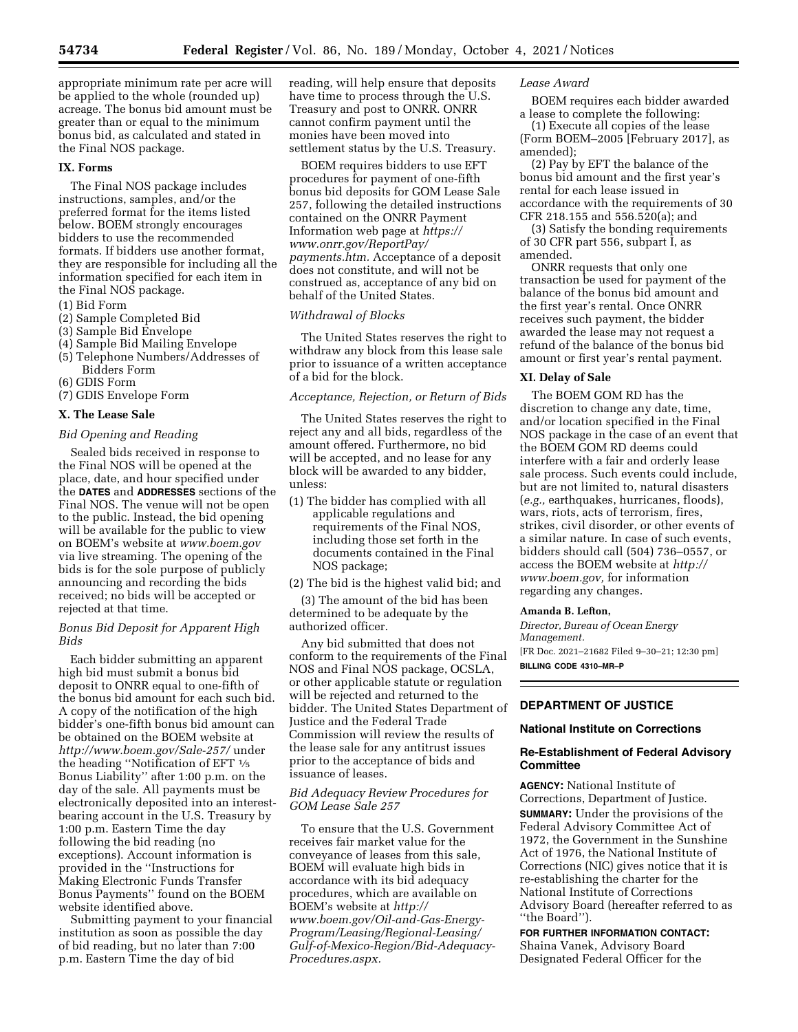appropriate minimum rate per acre will be applied to the whole (rounded up) acreage. The bonus bid amount must be greater than or equal to the minimum bonus bid, as calculated and stated in the Final NOS package.

## IX. Forms

The Final NOS package includes instructions, samples, and/or the preferred format for the items listed below. BOEM strongly encourages bidders to use the recommended formats. If bidders use another format, they are responsible for including all the information specified for each item in the Final NOS package.

(1) Bid Form
(2) Sample Completed Bid
(3) Sample Bid Envelope
(4) Sample Bid Mailing Envelope
(5) Telephone Numbers/Addresses of Bidders Form
(6) GDIS Form
(7) GDIS Envelope Form

## X. The Lease Sale

*Bid Opening and Reading*

Sealed bids received in response to the Final NOS will be opened at the place, date, and hour specified under the **DATES** and **ADDRESSES** sections of the Final NOS. The venue will not be open to the public. Instead, the bid opening will be available for the public to view on BOEM's website at *www.boem.gov* via live streaming. The opening of the bids is for the sole purpose of publicly announcing and recording the bids received; no bids will be accepted or rejected at that time.

*Bonus Bid Deposit for Apparent High Bids*

Each bidder submitting an apparent high bid must submit a bonus bid deposit to ONRR equal to one-fifth of the bonus bid amount for each such bid. A copy of the notification of the high bidder's one-fifth bonus bid amount can be obtained on the BOEM website at *http://www.boem.gov/Sale-257/* under the heading ''Notification of EFT 1⁄5 Bonus Liability'' after 1:00 p.m. on the day of the sale. All payments must be electronically deposited into an interest-bearing account in the U.S. Treasury by 1:00 p.m. Eastern Time the day following the bid reading (no exceptions). Account information is provided in the ''Instructions for Making Electronic Funds Transfer Bonus Payments'' found on the BOEM website identified above.

Submitting payment to your financial institution as soon as possible the day of bid reading, but no later than 7:00 p.m. Eastern Time the day of bid reading, will help ensure that deposits have time to process through the U.S. Treasury and post to ONRR. ONRR cannot confirm payment until the monies have been moved into settlement status by the U.S. Treasury.

BOEM requires bidders to use EFT procedures for payment of one-fifth bonus bid deposits for GOM Lease Sale 257, following the detailed instructions contained on the ONRR Payment Information web page at *https://www.onrr.gov/ReportPay/payments.htm*. Acceptance of a deposit does not constitute, and will not be construed as, acceptance of any bid on behalf of the United States.

*Withdrawal of Blocks*

The United States reserves the right to withdraw any block from this lease sale prior to issuance of a written acceptance of a bid for the block.

*Acceptance, Rejection, or Return of Bids*

The United States reserves the right to reject any and all bids, regardless of the amount offered. Furthermore, no bid will be accepted, and no lease for any block will be awarded to any bidder, unless:

(1) The bidder has complied with all applicable regulations and requirements of the Final NOS, including those set forth in the documents contained in the Final NOS package;

(2) The bid is the highest valid bid; and

(3) The amount of the bid has been determined to be adequate by the authorized officer.

Any bid submitted that does not conform to the requirements of the Final NOS and Final NOS package, OCSLA, or other applicable statute or regulation will be rejected and returned to the bidder. The United States Department of Justice and the Federal Trade Commission will review the results of the lease sale for any antitrust issues prior to the acceptance of bids and issuance of leases.

*Bid Adequacy Review Procedures for GOM Lease Sale 257*

To ensure that the U.S. Government receives fair market value for the conveyance of leases from this sale, BOEM will evaluate high bids in accordance with its bid adequacy procedures, which are available on BOEM's website at *http://www.boem.gov/Oil-and-Gas-Energy-Program/Leasing/Regional-Leasing/Gulf-of-Mexico-Region/Bid-Adequacy-Procedures.aspx*.

*Lease Award*

BOEM requires each bidder awarded a lease to complete the following:

(1) Execute all copies of the lease (Form BOEM–2005 [February 2017], as amended);

(2) Pay by EFT the balance of the bonus bid amount and the first year's rental for each lease issued in accordance with the requirements of 30 CFR 218.155 and 556.520(a); and

(3) Satisfy the bonding requirements of 30 CFR part 556, subpart I, as amended.

ONRR requests that only one transaction be used for payment of the balance of the bonus bid amount and the first year's rental. Once ONRR receives such payment, the bidder awarded the lease may not request a refund of the balance of the bonus bid amount or first year's rental payment.

## XI. Delay of Sale

The BOEM GOM RD has the discretion to change any date, time, and/or location specified in the Final NOS package in the case of an event that the BOEM GOM RD deems could interfere with a fair and orderly lease sale process. Such events could include, but are not limited to, natural disasters (*e.g.,* earthquakes, hurricanes, floods), wars, riots, acts of terrorism, fires, strikes, civil disorder, or other events of a similar nature. In case of such events, bidders should call (504) 736–0557, or access the BOEM website at *http://www.boem.gov,* for information regarding any changes.

**Amanda B. Lefton,**

*Director, Bureau of Ocean Energy Management.*

[FR Doc. 2021–21682 Filed 9–30–21; 12:30 pm]

**BILLING CODE 4310–MR–P**

---

## DEPARTMENT OF JUSTICE

### National Institute on Corrections

### Re-Establishment of Federal Advisory Committee

**AGENCY:** National Institute of Corrections, Department of Justice.

**SUMMARY:** Under the provisions of the Federal Advisory Committee Act of 1972, the Government in the Sunshine Act of 1976, the National Institute of Corrections (NIC) gives notice that it is re-establishing the charter for the National Institute of Corrections Advisory Board (hereafter referred to as ''the Board'').

**FOR FURTHER INFORMATION CONTACT:** Shaina Vanek, Advisory Board Designated Federal Officer for the